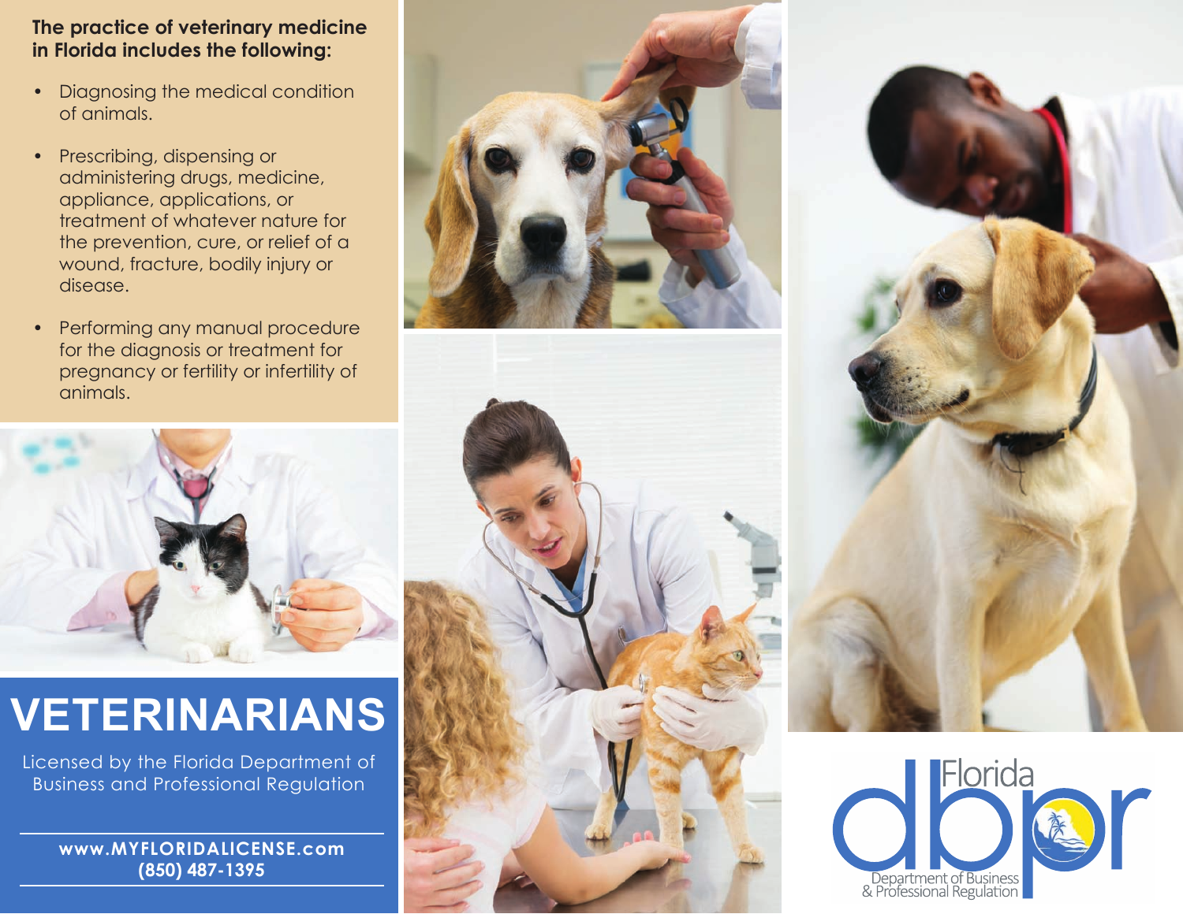**The practice of veterinary medicine in Florida includes the following:**

- Diagnosing the medical condition of animals.
- Prescribing, dispensing or administering drugs, medicine, appliance, applications, or treatment of whatever nature for the prevention, cure, or relief of a wound, fracture, bodily injury or disease.
- Performing any manual procedure for the diagnosis or treatment for pregnancy or fertility or infertility of animals.

# VETERINARIANS

Licensed by the Florida Department of Business and Professional Regulation

**www.MYFLORIDALICENSE.com**
**(850) 487-1395**

Florida dbpr
Department of Business & Professional Regulation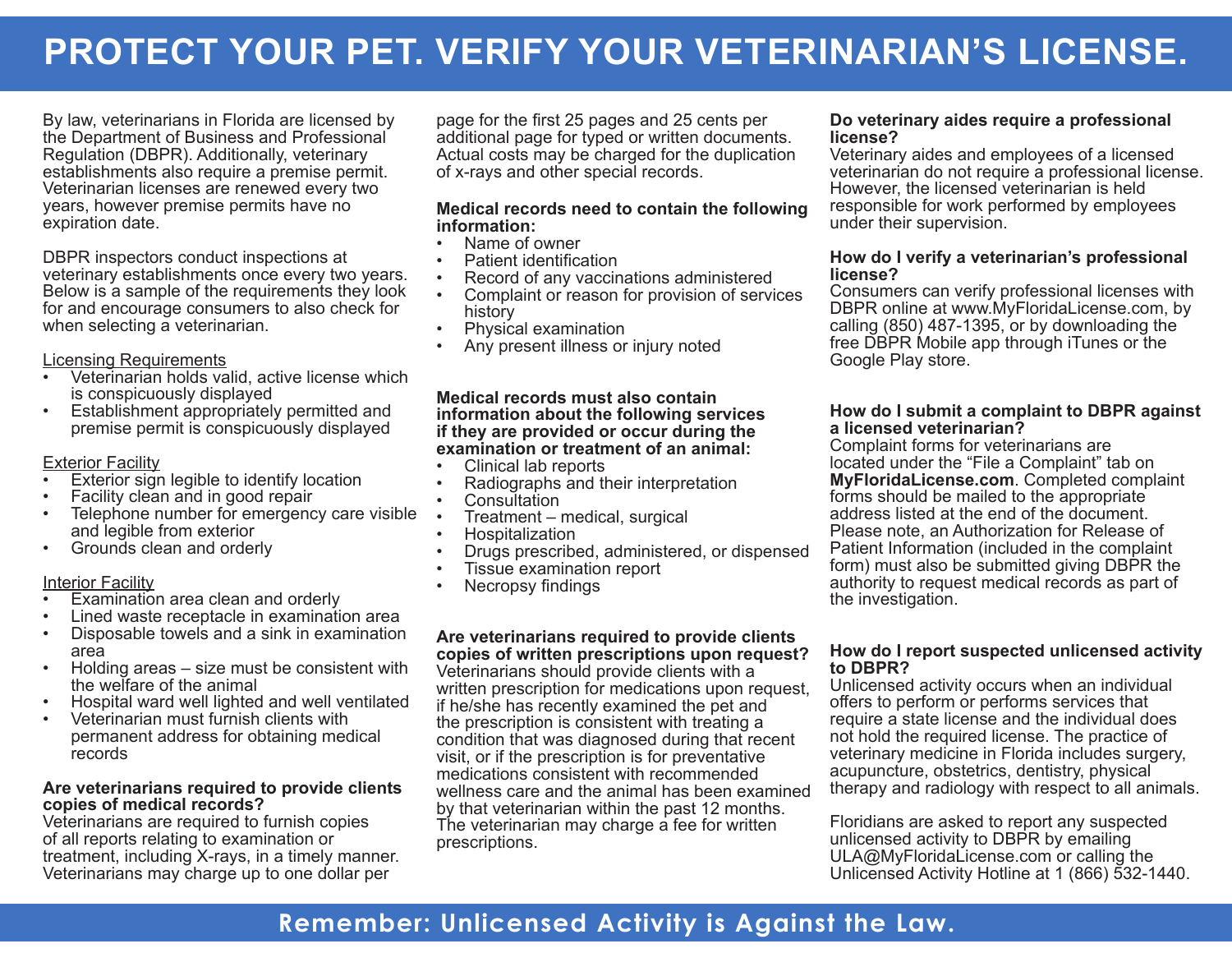# PROTECT YOUR PET. VERIFY YOUR VETERINARIAN'S LICENSE.

By law, veterinarians in Florida are licensed by the Department of Business and Professional Regulation (DBPR). Additionally, veterinary establishments also require a premise permit. Veterinarian licenses are renewed every two years, however premise permits have no expiration date.

DBPR inspectors conduct inspections at veterinary establishments once every two years. Below is a sample of the requirements they look for and encourage consumers to also check for when selecting a veterinarian.

Licensing Requirements

- Veterinarian holds valid, active license which is conspicuously displayed
- Establishment appropriately permitted and premise permit is conspicuously displayed

Exterior Facility

- Exterior sign legible to identify location
- Facility clean and in good repair
- Telephone number for emergency care visible and legible from exterior
- Grounds clean and orderly

Interior Facility

- Examination area clean and orderly
- Lined waste receptacle in examination area
- Disposable towels and a sink in examination area
- Holding areas – size must be consistent with the welfare of the animal
- Hospital ward well lighted and well ventilated
- Veterinarian must furnish clients with permanent address for obtaining medical records

**Are veterinarians required to provide clients copies of medical records?**

Veterinarians are required to furnish copies of all reports relating to examination or treatment, including X-rays, in a timely manner. Veterinarians may charge up to one dollar per page for the first 25 pages and 25 cents per additional page for typed or written documents. Actual costs may be charged for the duplication of x-rays and other special records.

**Medical records need to contain the following information:**

- Name of owner
- Patient identification
- Record of any vaccinations administered
- Complaint or reason for provision of services history
- Physical examination
- Any present illness or injury noted

**Medical records must also contain information about the following services if they are provided or occur during the examination or treatment of an animal:**

- Clinical lab reports
- Radiographs and their interpretation
- Consultation
- Treatment – medical, surgical
- Hospitalization
- Drugs prescribed, administered, or dispensed
- Tissue examination report
- Necropsy findings

**Are veterinarians required to provide clients copies of written prescriptions upon request?**

Veterinarians should provide clients with a written prescription for medications upon request, if he/she has recently examined the pet and the prescription is consistent with treating a condition that was diagnosed during that recent visit, or if the prescription is for preventative medications consistent with recommended wellness care and the animal has been examined by that veterinarian within the past 12 months. The veterinarian may charge a fee for written prescriptions.

**Do veterinary aides require a professional license?**

Veterinary aides and employees of a licensed veterinarian do not require a professional license. However, the licensed veterinarian is held responsible for work performed by employees under their supervision.

**How do I verify a veterinarian's professional license?**

Consumers can verify professional licenses with DBPR online at www.MyFloridaLicense.com, by calling (850) 487-1395, or by downloading the free DBPR Mobile app through iTunes or the Google Play store.

**How do I submit a complaint to DBPR against a licensed veterinarian?**

Complaint forms for veterinarians are located under the "File a Complaint" tab on **MyFloridaLicense.com**. Completed complaint forms should be mailed to the appropriate address listed at the end of the document. Please note, an Authorization for Release of Patient Information (included in the complaint form) must also be submitted giving DBPR the authority to request medical records as part of the investigation.

**How do I report suspected unlicensed activity to DBPR?**

Unlicensed activity occurs when an individual offers to perform or performs services that require a state license and the individual does not hold the required license. The practice of veterinary medicine in Florida includes surgery, acupuncture, obstetrics, dentistry, physical therapy and radiology with respect to all animals.

Floridians are asked to report any suspected unlicensed activity to DBPR by emailing ULA@MyFloridaLicense.com or calling the Unlicensed Activity Hotline at 1 (866) 532-1440.

**Remember: Unlicensed Activity is Against the Law.**